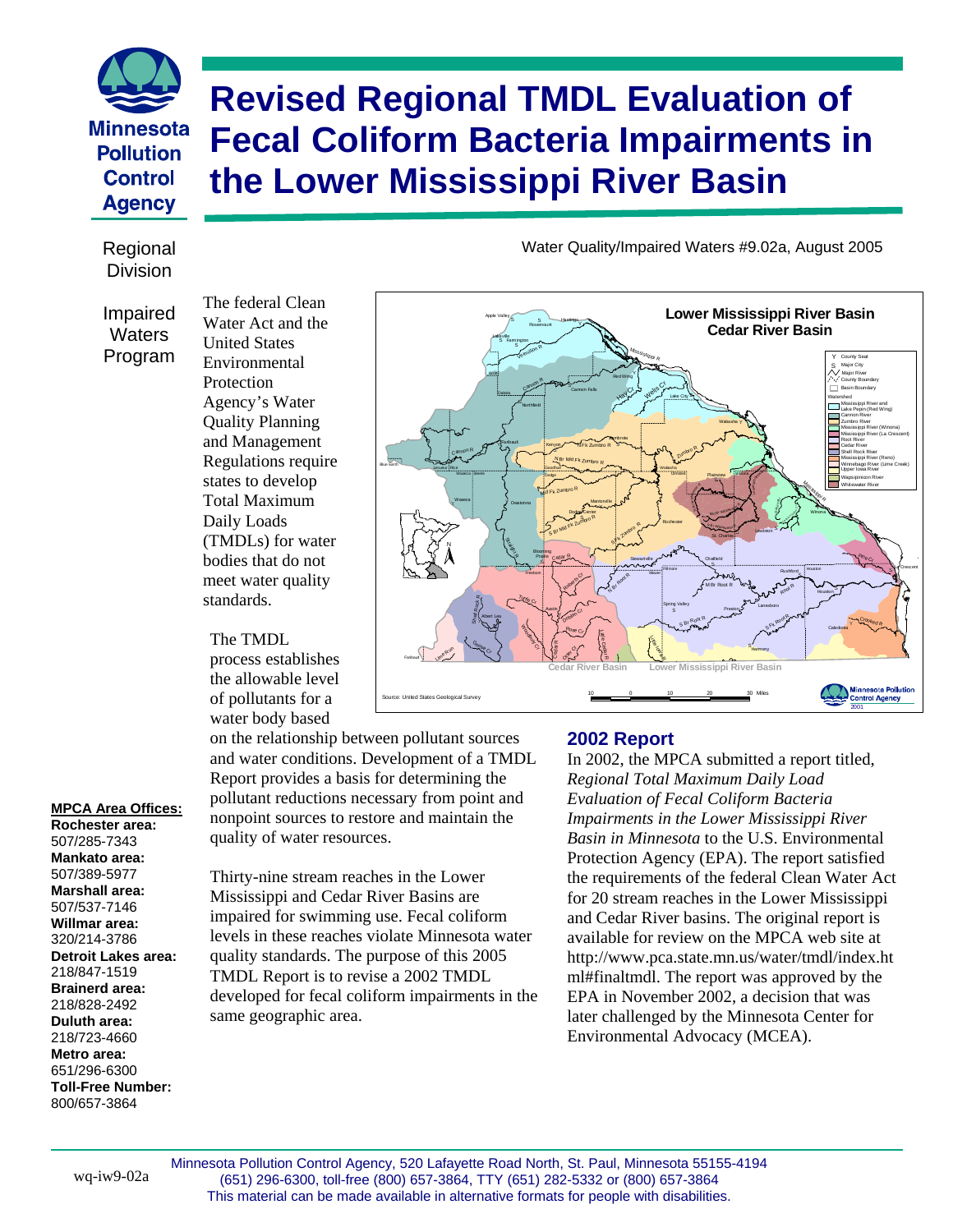# Revised Regional TMDL Evaluation of Fecal Coliform Bacteria Impairments in the Lower Mississippi River Basin

Minnesota Pollution Control Agency

Regional Division

Impaired Waters Program

Water Quality/Impaired Waters #9.02a, August 2005

The federal Clean Water Act and the United States Environmental Protection Agency's Water Quality Planning and Management Regulations require states to develop Total Maximum Daily Loads (TMDLs) for water bodies that do not meet water quality standards.

The TMDL process establishes the allowable level of pollutants for a water body based on the relationship between pollutant sources and water conditions. Development of a TMDL Report provides a basis for determining the pollutant reductions necessary from point and nonpoint sources to restore and maintain the quality of water resources.

Thirty-nine stream reaches in the Lower Mississippi and Cedar River Basins are impaired for swimming use. Fecal coliform levels in these reaches violate Minnesota water quality standards. The purpose of this 2005 TMDL Report is to revise a 2002 TMDL developed for fecal coliform impairments in the same geographic area.

## 2002 Report

In 2002, the MPCA submitted a report titled, *Regional Total Maximum Daily Load Evaluation of Fecal Coliform Bacteria Impairments in the Lower Mississippi River Basin in Minnesota* to the U.S. Environmental Protection Agency (EPA). The report satisfied the requirements of the federal Clean Water Act for 20 stream reaches in the Lower Mississippi and Cedar River basins. The original report is available for review on the MPCA web site at http://www.pca.state.mn.us/water/tmdl/index.html#finaltmdl. The report was approved by the EPA in November 2002, a decision that was later challenged by the Minnesota Center for Environmental Advocacy (MCEA).

**MPCA Area Offices:**

**Rochester area:** 507/285-7343
**Mankato area:** 507/389-5977
**Marshall area:** 507/537-7146
**Willmar area:** 320/214-3786
**Detroit Lakes area:** 218/847-1519
**Brainerd area:** 218/828-2492
**Duluth area:** 218/723-4660
**Metro area:** 651/296-6300
**Toll-Free Number:** 800/657-3864

wq-iw9-02a

Minnesota Pollution Control Agency, 520 Lafayette Road North, St. Paul, Minnesota 55155-4194
(651) 296-6300, toll-free (800) 657-3864, TTY (651) 282-5332 or (800) 657-3864
This material can be made available in alternative formats for people with disabilities.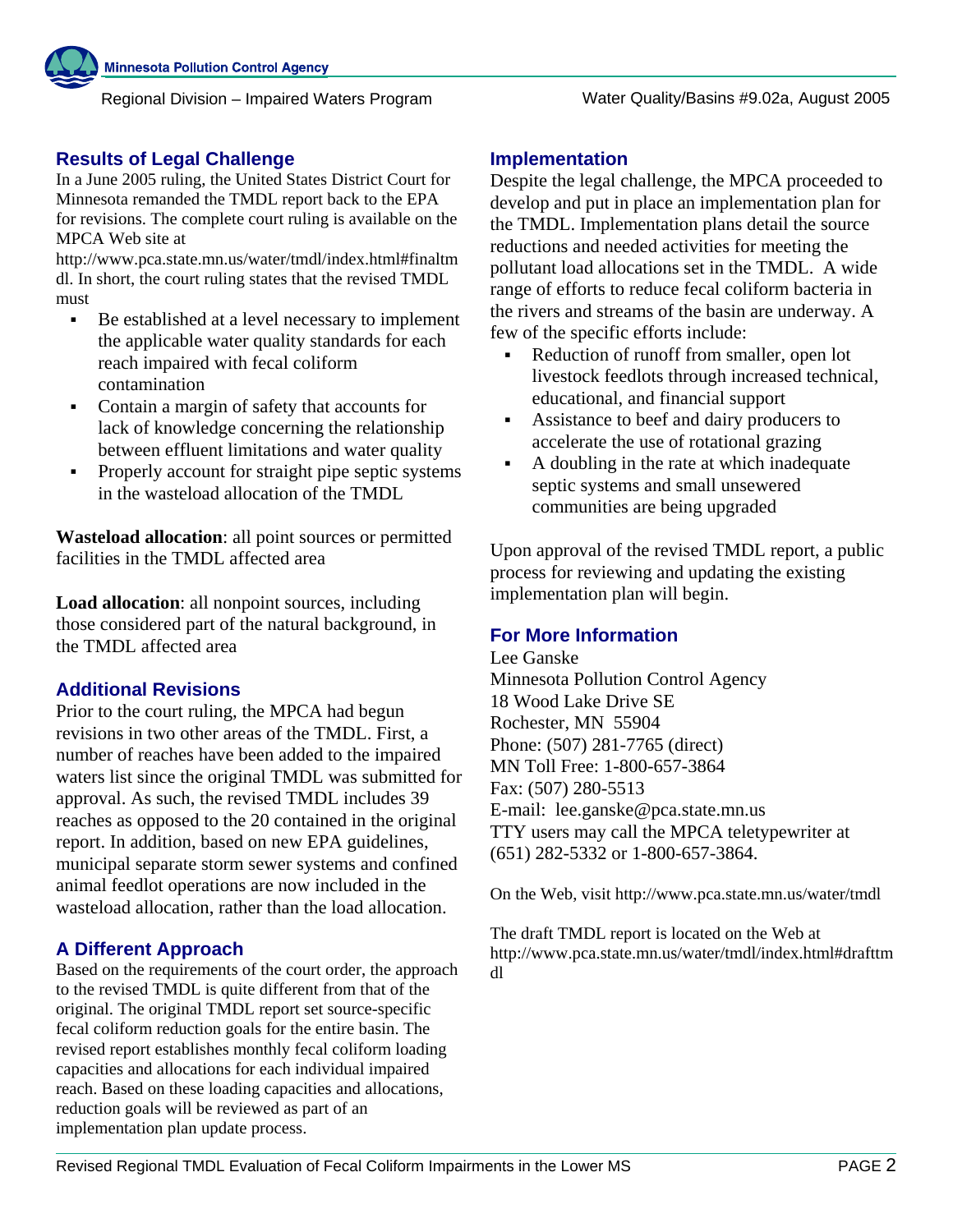## Results of Legal Challenge

In a June 2005 ruling, the United States District Court for Minnesota remanded the TMDL report back to the EPA for revisions. The complete court ruling is available on the MPCA Web site at http://www.pca.state.mn.us/water/tmdl/index.html#finaltmdl. In short, the court ruling states that the revised TMDL must

- Be established at a level necessary to implement the applicable water quality standards for each reach impaired with fecal coliform contamination
- Contain a margin of safety that accounts for lack of knowledge concerning the relationship between effluent limitations and water quality
- Properly account for straight pipe septic systems in the wasteload allocation of the TMDL

**Wasteload allocation**: all point sources or permitted facilities in the TMDL affected area

**Load allocation**: all nonpoint sources, including those considered part of the natural background, in the TMDL affected area

## Additional Revisions

Prior to the court ruling, the MPCA had begun revisions in two other areas of the TMDL. First, a number of reaches have been added to the impaired waters list since the original TMDL was submitted for approval. As such, the revised TMDL includes 39 reaches as opposed to the 20 contained in the original report. In addition, based on new EPA guidelines, municipal separate storm sewer systems and confined animal feedlot operations are now included in the wasteload allocation, rather than the load allocation.

## A Different Approach

Based on the requirements of the court order, the approach to the revised TMDL is quite different from that of the original. The original TMDL report set source-specific fecal coliform reduction goals for the entire basin. The revised report establishes monthly fecal coliform loading capacities and allocations for each individual impaired reach. Based on these loading capacities and allocations, reduction goals will be reviewed as part of an implementation plan update process.

## Implementation

Despite the legal challenge, the MPCA proceeded to develop and put in place an implementation plan for the TMDL. Implementation plans detail the source reductions and needed activities for meeting the pollutant load allocations set in the TMDL. A wide range of efforts to reduce fecal coliform bacteria in the rivers and streams of the basin are underway. A few of the specific efforts include:

- Reduction of runoff from smaller, open lot livestock feedlots through increased technical, educational, and financial support
- Assistance to beef and dairy producers to accelerate the use of rotational grazing
- A doubling in the rate at which inadequate septic systems and small unsewered communities are being upgraded

Upon approval of the revised TMDL report, a public process for reviewing and updating the existing implementation plan will begin.

## For More Information

Lee Ganske
Minnesota Pollution Control Agency
18 Wood Lake Drive SE
Rochester, MN 55904
Phone: (507) 281-7765 (direct)
MN Toll Free: 1-800-657-3864
Fax: (507) 280-5513
E-mail: lee.ganske@pca.state.mn.us
TTY users may call the MPCA teletypewriter at (651) 282-5332 or 1-800-657-3864.

On the Web, visit http://www.pca.state.mn.us/water/tmdl

The draft TMDL report is located on the Web at http://www.pca.state.mn.us/water/tmdl/index.html#drafttmdl